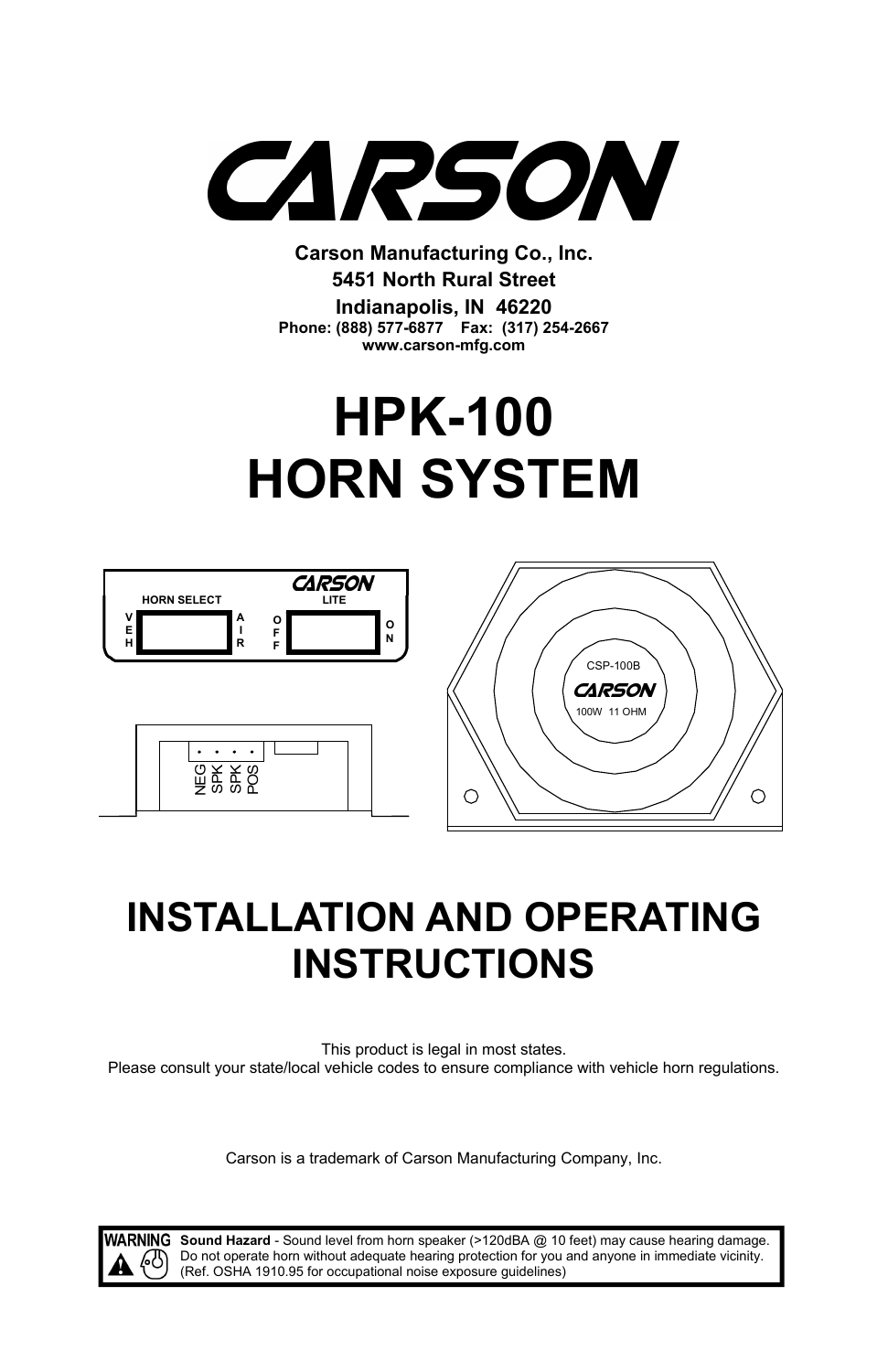# CARSON

**Carson Manufacturing Co., Inc.**
**5451 North Rural Street**
**Indianapolis, IN 46220**
**Phone: (888) 577-6877 Fax: (317) 254-2667**
**www.carson-mfg.com**

# HPK-100 HORN SYSTEM

HORN SELECT
VEH AIR
LITE
OFF ON

NEG SPK SPK POS

CSP-100B
CARSON
100W 11 OHM

# INSTALLATION AND OPERATING INSTRUCTIONS

This product is legal in most states.
Please consult your state/local vehicle codes to ensure compliance with vehicle horn regulations.

Carson is a trademark of Carson Manufacturing Company, Inc.

**WARNING** **Sound Hazard** - Sound level from horn speaker (>120dBA @ 10 feet) may cause hearing damage. Do not operate horn without adequate hearing protection for you and anyone in immediate vicinity. (Ref. OSHA 1910.95 for occupational noise exposure guidelines)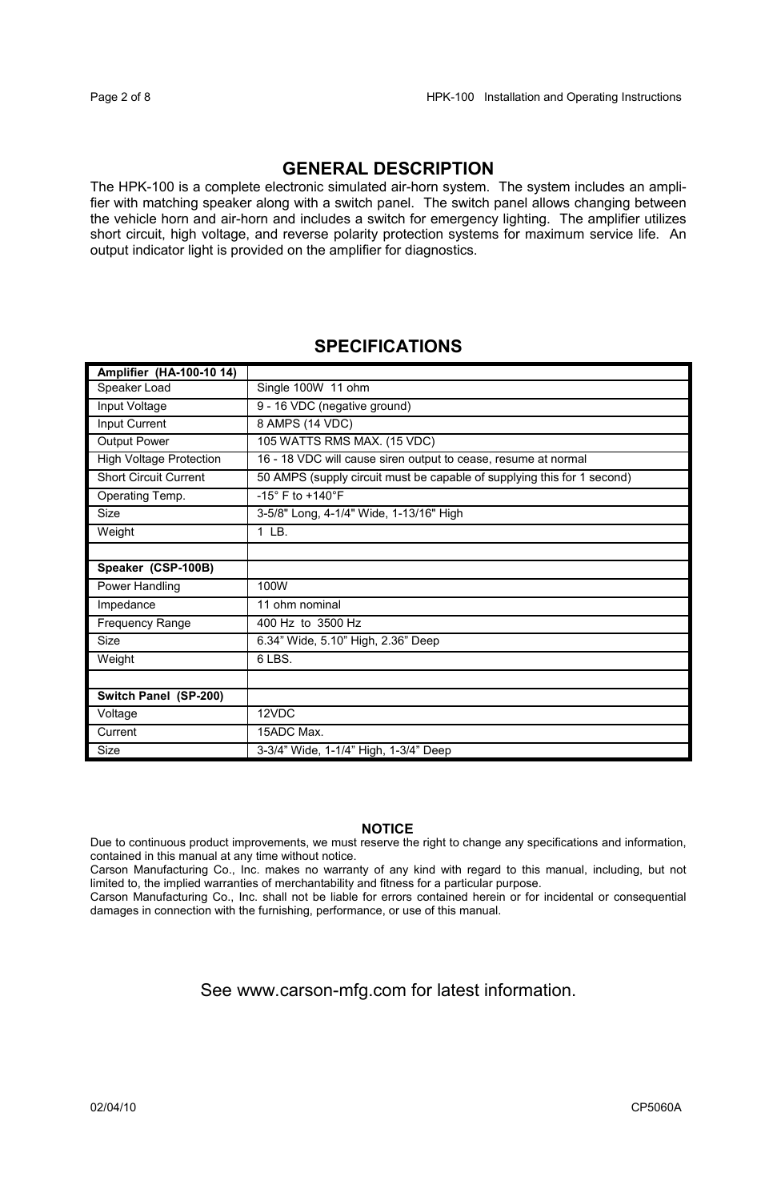## GENERAL DESCRIPTION

The HPK-100 is a complete electronic simulated air-horn system. The system includes an amplifier with matching speaker along with a switch panel. The switch panel allows changing between the vehicle horn and air-horn and includes a switch for emergency lighting. The amplifier utilizes short circuit, high voltage, and reverse polarity protection systems for maximum service life. An output indicator light is provided on the amplifier for diagnostics.

## SPECIFICATIONS

| **Amplifier (HA-100-10 14)** | |
|---|---|
| Speaker Load | Single 100W 11 ohm |
| Input Voltage | 9 - 16 VDC (negative ground) |
| Input Current | 8 AMPS (14 VDC) |
| Output Power | 105 WATTS RMS MAX. (15 VDC) |
| High Voltage Protection | 16 - 18 VDC will cause siren output to cease, resume at normal |
| Short Circuit Current | 50 AMPS (supply circuit must be capable of supplying this for 1 second) |
| Operating Temp. | -15° F to +140°F |
| Size | 3-5/8" Long, 4-1/4" Wide, 1-13/16" High |
| Weight | 1 LB. |
| | |
| **Speaker (CSP-100B)** | |
| Power Handling | 100W |
| Impedance | 11 ohm nominal |
| Frequency Range | 400 Hz to 3500 Hz |
| Size | 6.34" Wide, 5.10" High, 2.36" Deep |
| Weight | 6 LBS. |
| | |
| **Switch Panel (SP-200)** | |
| Voltage | 12VDC |
| Current | 15ADC Max. |
| Size | 3-3/4" Wide, 1-1/4" High, 1-3/4" Deep |

**NOTICE**

Due to continuous product improvements, we must reserve the right to change any specifications and information, contained in this manual at any time without notice.

Carson Manufacturing Co., Inc. makes no warranty of any kind with regard to this manual, including, but not limited to, the implied warranties of merchantability and fitness for a particular purpose.

Carson Manufacturing Co., Inc. shall not be liable for errors contained herein or for incidental or consequential damages in connection with the furnishing, performance, or use of this manual.

See www.carson-mfg.com for latest information.

02/04/10 CP5060A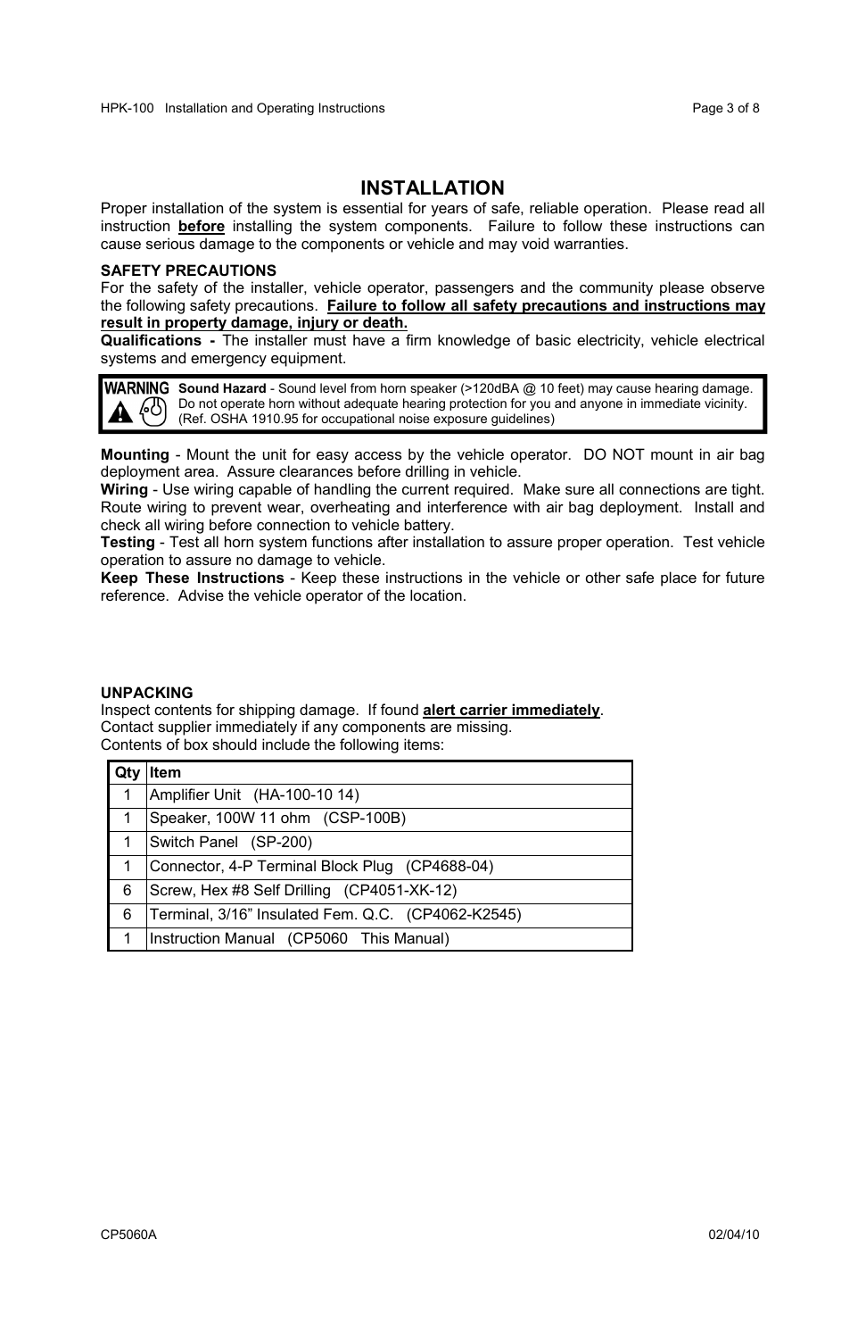# INSTALLATION

Proper installation of the system is essential for years of safe, reliable operation. Please read all instruction **before** installing the system components. Failure to follow these instructions can cause serious damage to the components or vehicle and may void warranties.

### SAFETY PRECAUTIONS

For the safety of the installer, vehicle operator, passengers and the community please observe the following safety precautions. **Failure to follow all safety precautions and instructions may result in property damage, injury or death.**

**Qualifications -** The installer must have a firm knowledge of basic electricity, vehicle electrical systems and emergency equipment.

> **WARNING**
> **Sound Hazard** - Sound level from horn speaker (>120dBA @ 10 feet) may cause hearing damage. Do not operate horn without adequate hearing protection for you and anyone in immediate vicinity. (Ref. OSHA 1910.95 for occupational noise exposure guidelines)

**Mounting** - Mount the unit for easy access by the vehicle operator. DO NOT mount in air bag deployment area. Assure clearances before drilling in vehicle.

**Wiring** - Use wiring capable of handling the current required. Make sure all connections are tight. Route wiring to prevent wear, overheating and interference with air bag deployment. Install and check all wiring before connection to vehicle battery.

**Testing** - Test all horn system functions after installation to assure proper operation. Test vehicle operation to assure no damage to vehicle.

**Keep These Instructions** - Keep these instructions in the vehicle or other safe place for future reference. Advise the vehicle operator of the location.

### UNPACKING

Inspect contents for shipping damage. If found **alert carrier immediately**.
Contact supplier immediately if any components are missing.
Contents of box should include the following items:

| Qty | Item |
|---|---|
| 1 | Amplifier Unit (HA-100-10 14) |
| 1 | Speaker, 100W 11 ohm (CSP-100B) |
| 1 | Switch Panel (SP-200) |
| 1 | Connector, 4-P Terminal Block Plug (CP4688-04) |
| 6 | Screw, Hex #8 Self Drilling (CP4051-XK-12) |
| 6 | Terminal, 3/16" Insulated Fem. Q.C. (CP4062-K2545) |
| 1 | Instruction Manual (CP5060 This Manual) |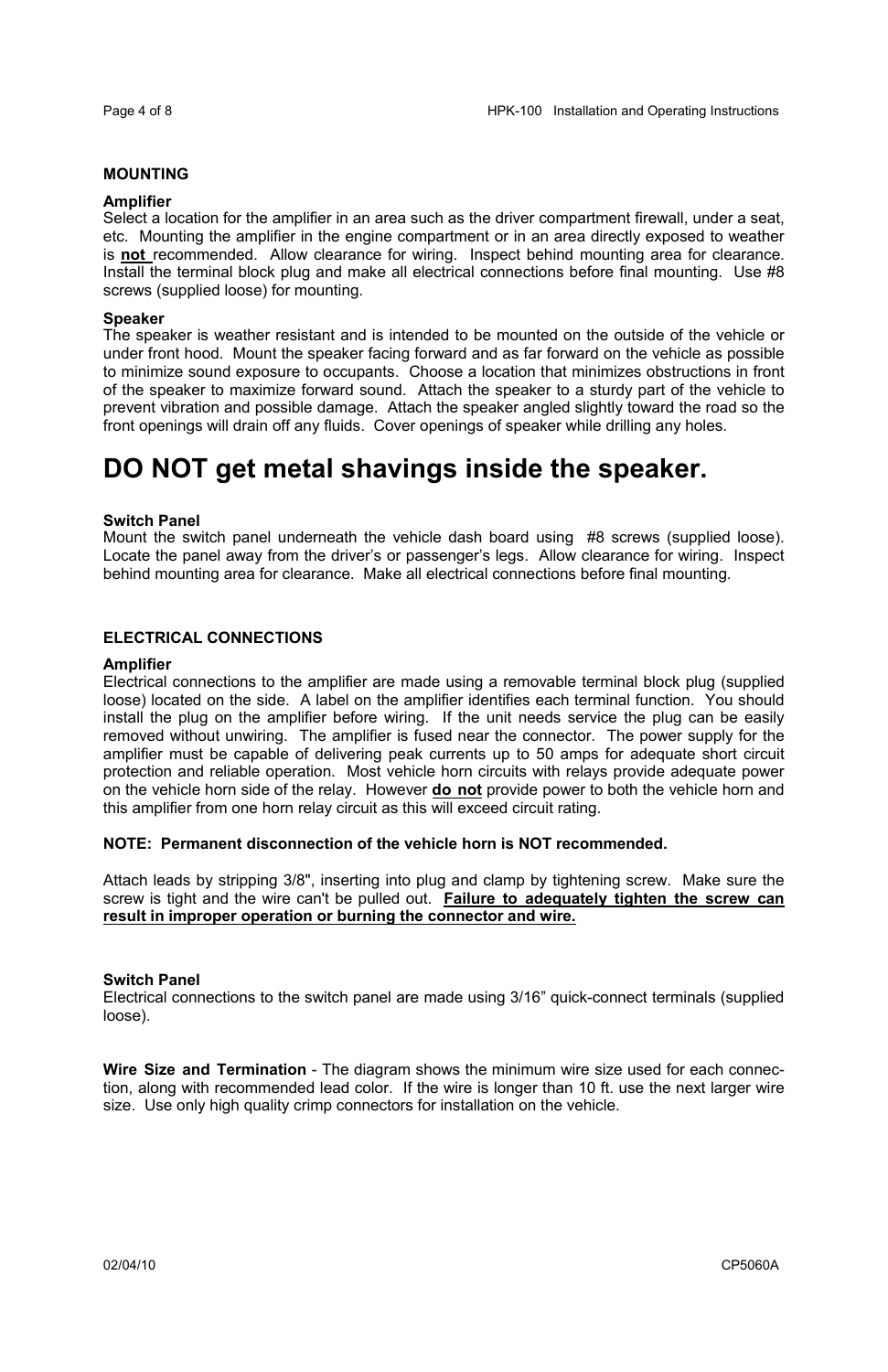## MOUNTING

### Amplifier

Select a location for the amplifier in an area such as the driver compartment firewall, under a seat, etc. Mounting the amplifier in the engine compartment or in an area directly exposed to weather is **not** recommended. Allow clearance for wiring. Inspect behind mounting area for clearance. Install the terminal block plug and make all electrical connections before final mounting. Use #8 screws (supplied loose) for mounting.

### Speaker

The speaker is weather resistant and is intended to be mounted on the outside of the vehicle or under front hood. Mount the speaker facing forward and as far forward on the vehicle as possible to minimize sound exposure to occupants. Choose a location that minimizes obstructions in front of the speaker to maximize forward sound. Attach the speaker to a sturdy part of the vehicle to prevent vibration and possible damage. Attach the speaker angled slightly toward the road so the front openings will drain off any fluids. Cover openings of speaker while drilling any holes.

# DO NOT get metal shavings inside the speaker.

### Switch Panel

Mount the switch panel underneath the vehicle dash board using #8 screws (supplied loose). Locate the panel away from the driver's or passenger's legs. Allow clearance for wiring. Inspect behind mounting area for clearance. Make all electrical connections before final mounting.

## ELECTRICAL CONNECTIONS

### Amplifier

Electrical connections to the amplifier are made using a removable terminal block plug (supplied loose) located on the side. A label on the amplifier identifies each terminal function. You should install the plug on the amplifier before wiring. If the unit needs service the plug can be easily removed without unwiring. The amplifier is fused near the connector. The power supply for the amplifier must be capable of delivering peak currents up to 50 amps for adequate short circuit protection and reliable operation. Most vehicle horn circuits with relays provide adequate power on the vehicle horn side of the relay. However **do not** provide power to both the vehicle horn and this amplifier from one horn relay circuit as this will exceed circuit rating.

**NOTE: Permanent disconnection of the vehicle horn is NOT recommended.**

Attach leads by stripping 3/8", inserting into plug and clamp by tightening screw. Make sure the screw is tight and the wire can't be pulled out. **Failure to adequately tighten the screw can result in improper operation or burning the connector and wire.**

### Switch Panel

Electrical connections to the switch panel are made using 3/16" quick-connect terminals (supplied loose).

**Wire Size and Termination** - The diagram shows the minimum wire size used for each connection, along with recommended lead color. If the wire is longer than 10 ft. use the next larger wire size. Use only high quality crimp connectors for installation on the vehicle.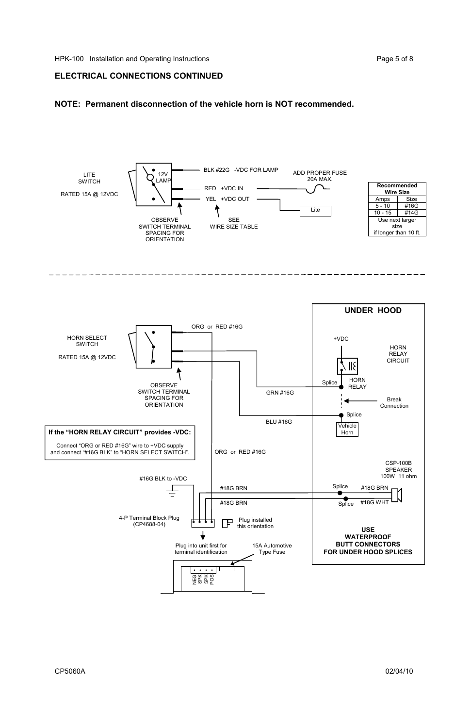## ELECTRICAL CONNECTIONS CONTINUED

**NOTE: Permanent disconnection of the vehicle horn is NOT recommended.**

LITE SWITCH

RATED 15A @ 12VDC

12V LAMP

BLK #22G -VDC FOR LAMP

RED +VDC IN

YEL +VDC OUT

ADD PROPER FUSE 20A MAX.

Lite

OBSERVE SWITCH TERMINAL SPACING FOR ORIENTATION

SEE WIRE SIZE TABLE

| Recommended Wire Size | |
|---|---|
| Amps | Size |
| 5 - 10 | #16G |
| 10 - 15 | #14G |
| Use next larger size if longer than 10 ft. | |

HORN SELECT SWITCH

RATED 15A @ 12VDC

OBSERVE SWITCH TERMINAL SPACING FOR ORIENTATION

ORG or RED #16G

GRN #16G

BLU #16G

ORG or RED #16G

**UNDER HOOD**

+VDC

HORN RELAY CIRCUIT

Splice

HORN RELAY

Break Connection

Splice

Vehicle Horn

CSP-100B SPEAKER 100W 11 ohm

Splice #18G BRN

Splice #18G WHT

**USE WATERPROOF BUTT CONNECTORS FOR UNDER HOOD SPLICES**

**If the "HORN RELAY CIRCUIT" provides -VDC:**

Connect "ORG or RED #16G" wire to +VDC supply and connect "#16G BLK" to "HORN SELECT SWITCH".

#16G BLK to -VDC

#18G BRN

#18G BRN

4-P Terminal Block Plug (CP4688-04)

Plug installed this orientation

Plug into unit first for terminal identification

15A Automotive Type Fuse

NEG SPK SPK POS

CP5060A 02/04/10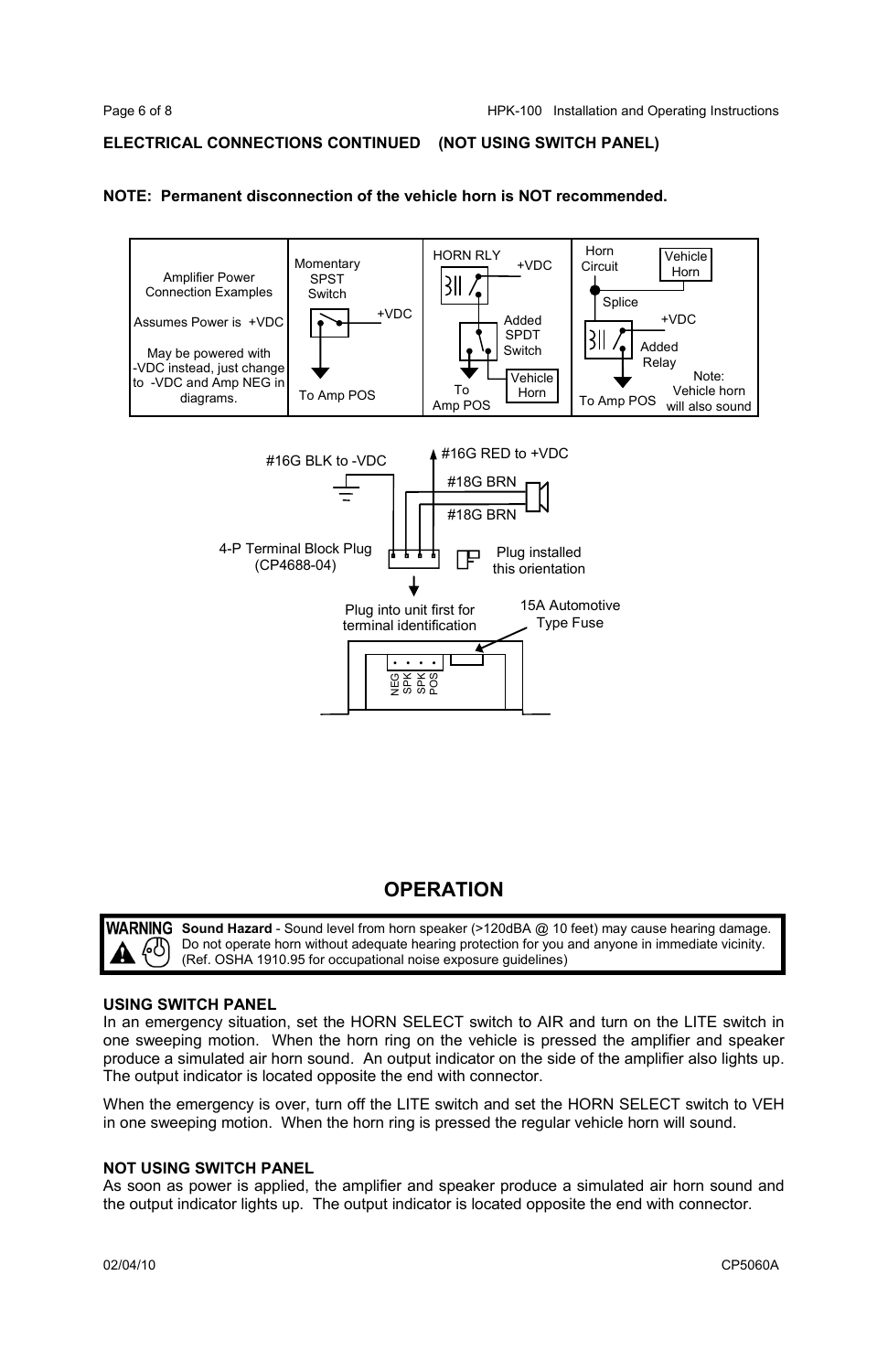### ELECTRICAL CONNECTIONS CONTINUED (NOT USING SWITCH PANEL)

**NOTE: Permanent disconnection of the vehicle horn is NOT recommended.**

| Amplifier Power Connection Examples | Momentary SPST Switch | HORN RLY | Horn Circuit |
|---|---|---|---|
| Assumes Power is +VDC<br><br>May be powered with -VDC instead, just change to -VDC and Amp NEG in diagrams. | +VDC<br><br>To Amp POS | +VDC<br>Added SPDT Switch<br>Vehicle Horn<br>To Amp POS | Vehicle Horn<br>Splice<br>+VDC<br>Added Relay<br>To Amp POS<br>Note: Vehicle horn will also sound |

#16G BLK to -VDC

#16G RED to +VDC

#18G BRN

#18G BRN

4-P Terminal Block Plug (CP4688-04)

Plug installed this orientation

Plug into unit first for terminal identification

15A Automotive Type Fuse

NEG SPK SPK POS

## OPERATION

> **WARNING**
> **Sound Hazard** - Sound level from horn speaker (>120dBA @ 10 feet) may cause hearing damage. Do not operate horn without adequate hearing protection for you and anyone in immediate vicinity. (Ref. OSHA 1910.95 for occupational noise exposure guidelines)

### USING SWITCH PANEL

In an emergency situation, set the HORN SELECT switch to AIR and turn on the LITE switch in one sweeping motion. When the horn ring on the vehicle is pressed the amplifier and speaker produce a simulated air horn sound. An output indicator on the side of the amplifier also lights up. The output indicator is located opposite the end with connector.

When the emergency is over, turn off the LITE switch and set the HORN SELECT switch to VEH in one sweeping motion. When the horn ring is pressed the regular vehicle horn will sound.

### NOT USING SWITCH PANEL

As soon as power is applied, the amplifier and speaker produce a simulated air horn sound and the output indicator lights up. The output indicator is located opposite the end with connector.

02/04/10 CP5060A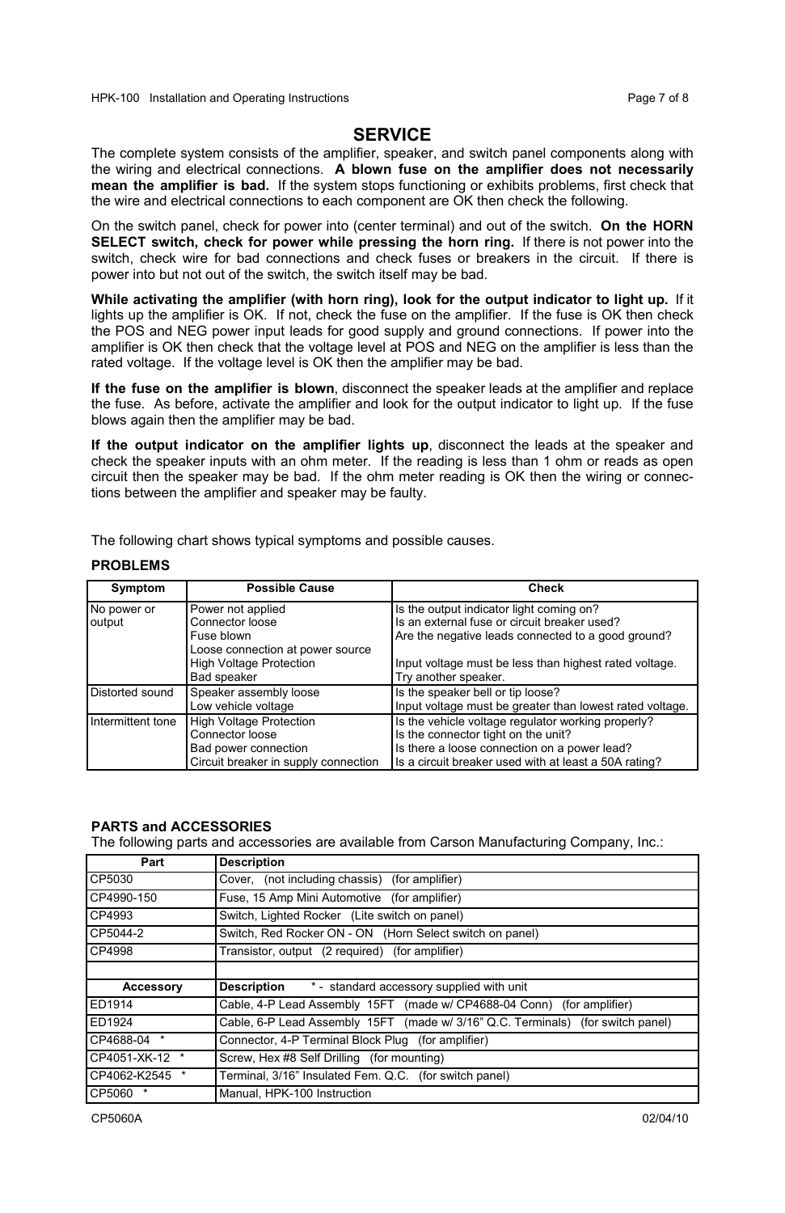## SERVICE

The complete system consists of the amplifier, speaker, and switch panel components along with the wiring and electrical connections. **A blown fuse on the amplifier does not necessarily mean the amplifier is bad.** If the system stops functioning or exhibits problems, first check that the wire and electrical connections to each component are OK then check the following.

On the switch panel, check for power into (center terminal) and out of the switch. **On the HORN SELECT switch, check for power while pressing the horn ring.** If there is not power into the switch, check wire for bad connections and check fuses or breakers in the circuit. If there is power into but not out of the switch, the switch itself may be bad.

**While activating the amplifier (with horn ring), look for the output indicator to light up.** If it lights up the amplifier is OK. If not, check the fuse on the amplifier. If the fuse is OK then check the POS and NEG power input leads for good supply and ground connections. If power into the amplifier is OK then check that the voltage level at POS and NEG on the amplifier is less than the rated voltage. If the voltage level is OK then the amplifier may be bad.

**If the fuse on the amplifier is blown**, disconnect the speaker leads at the amplifier and replace the fuse. As before, activate the amplifier and look for the output indicator to light up. If the fuse blows again then the amplifier may be bad.

**If the output indicator on the amplifier lights up**, disconnect the leads at the speaker and check the speaker inputs with an ohm meter. If the reading is less than 1 ohm or reads as open circuit then the speaker may be bad. If the ohm meter reading is OK then the wiring or connections between the amplifier and speaker may be faulty.

The following chart shows typical symptoms and possible causes.

### PROBLEMS

| Symptom | Possible Cause | Check |
|---|---|---|
| No power or output | Power not applied<br>Connector loose<br>Fuse blown<br>Loose connection at power source<br>High Voltage Protection<br>Bad speaker | Is the output indicator light coming on?<br>Is an external fuse or circuit breaker used?<br>Are the negative leads connected to a good ground?<br><br>Input voltage must be less than highest rated voltage.<br>Try another speaker. |
| Distorted sound | Speaker assembly loose<br>Low vehicle voltage | Is the speaker bell or tip loose?<br>Input voltage must be greater than lowest rated voltage. |
| Intermittent tone | High Voltage Protection<br>Connector loose<br>Bad power connection<br>Circuit breaker in supply connection | Is the vehicle voltage regulator working properly?<br>Is the connector tight on the unit?<br>Is there a loose connection on a power lead?<br>Is a circuit breaker used with at least a 50A rating? |

### PARTS and ACCESSORIES

The following parts and accessories are available from Carson Manufacturing Company, Inc.:

| Part | Description |
|---|---|
| CP5030 | Cover, (not including chassis) (for amplifier) |
| CP4990-150 | Fuse, 15 Amp Mini Automotive (for amplifier) |
| CP4993 | Switch, Lighted Rocker (Lite switch on panel) |
| CP5044-2 | Switch, Red Rocker ON - ON (Horn Select switch on panel) |
| CP4998 | Transistor, output (2 required) (for amplifier) |
| | |
| **Accessory** | **Description** * - standard accessory supplied with unit |
| ED1914 | Cable, 4-P Lead Assembly 15FT (made w/ CP4688-04 Conn) (for amplifier) |
| ED1924 | Cable, 6-P Lead Assembly 15FT (made w/ 3/16" Q.C. Terminals) (for switch panel) |
| CP4688-04 * | Connector, 4-P Terminal Block Plug (for amplifier) |
| CP4051-XK-12 * | Screw, Hex #8 Self Drilling (for mounting) |
| CP4062-K2545 * | Terminal, 3/16" Insulated Fem. Q.C. (for switch panel) |
| CP5060 * | Manual, HPK-100 Instruction |

CP5060A 02/04/10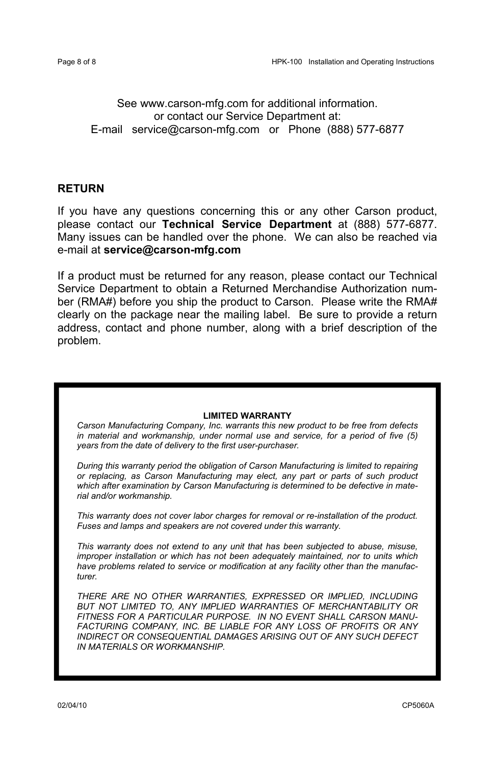See www.carson-mfg.com for additional information.
or contact our Service Department at:
E-mail service@carson-mfg.com or Phone (888) 577-6877

## RETURN

If you have any questions concerning this or any other Carson product, please contact our **Technical Service Department** at (888) 577-6877. Many issues can be handled over the phone. We can also be reached via e-mail at **service@carson-mfg.com**

If a product must be returned for any reason, please contact our Technical Service Department to obtain a Returned Merchandise Authorization number (RMA#) before you ship the product to Carson. Please write the RMA# clearly on the package near the mailing label. Be sure to provide a return address, contact and phone number, along with a brief description of the problem.

**LIMITED WARRANTY**

*Carson Manufacturing Company, Inc. warrants this new product to be free from defects in material and workmanship, under normal use and service, for a period of five (5) years from the date of delivery to the first user-purchaser.*

*During this warranty period the obligation of Carson Manufacturing is limited to repairing or replacing, as Carson Manufacturing may elect, any part or parts of such product which after examination by Carson Manufacturing is determined to be defective in material and/or workmanship.*

*This warranty does not cover labor charges for removal or re-installation of the product. Fuses and lamps and speakers are not covered under this warranty.*

*This warranty does not extend to any unit that has been subjected to abuse, misuse, improper installation or which has not been adequately maintained, nor to units which have problems related to service or modification at any facility other than the manufacturer.*

*THERE ARE NO OTHER WARRANTIES, EXPRESSED OR IMPLIED, INCLUDING BUT NOT LIMITED TO, ANY IMPLIED WARRANTIES OF MERCHANTABILITY OR FITNESS FOR A PARTICULAR PURPOSE. IN NO EVENT SHALL CARSON MANUFACTURING COMPANY, INC. BE LIABLE FOR ANY LOSS OF PROFITS OR ANY INDIRECT OR CONSEQUENTIAL DAMAGES ARISING OUT OF ANY SUCH DEFECT IN MATERIALS OR WORKMANSHIP.*

02/04/10 CP5060A